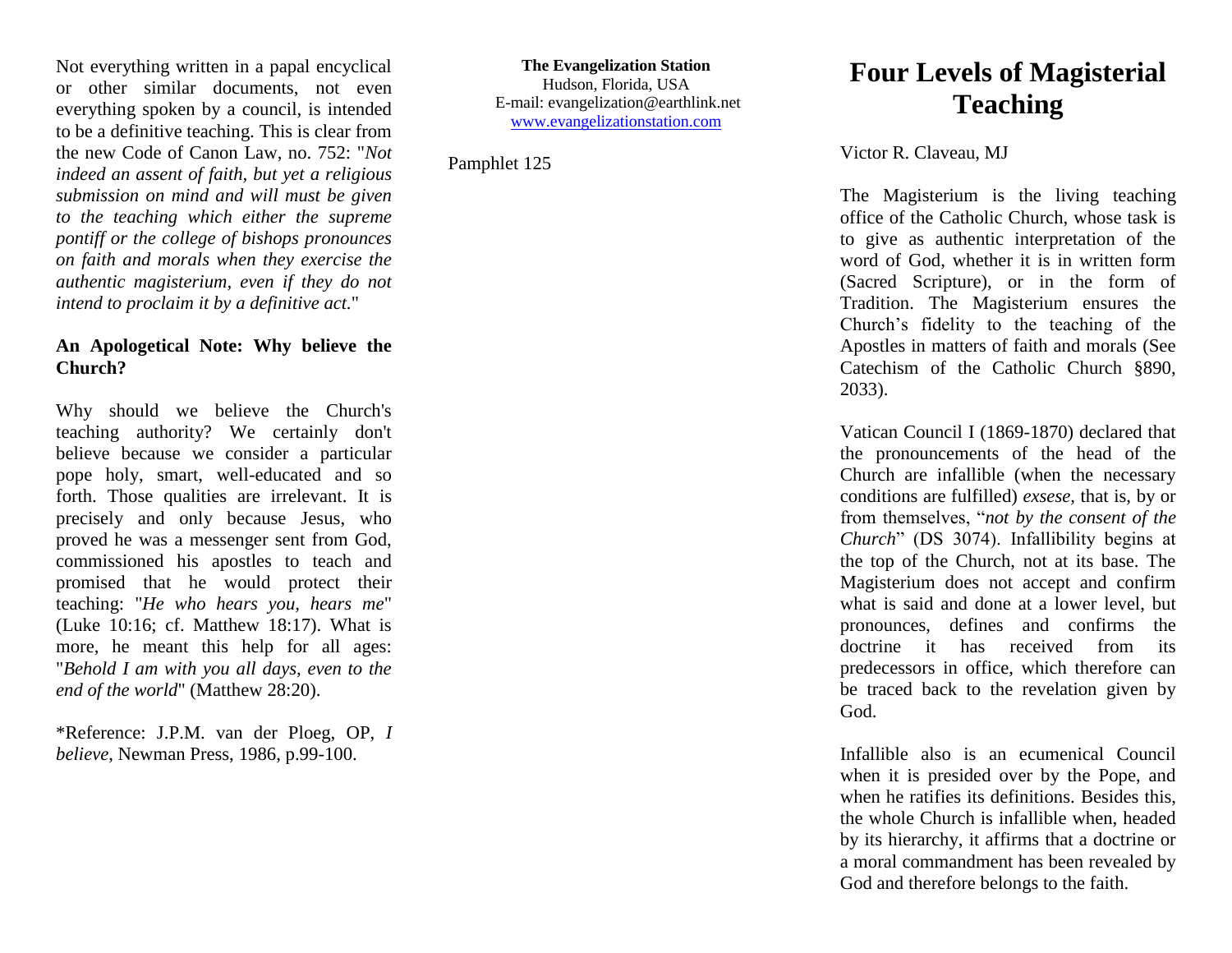# Four Levels of Magisterial Teaching

Victor R. Claveau, MJ

The Magisterium is the living teaching office of the Catholic Church, whose task is to give as authentic interpretation of the word of God, whether it is in written form (Sacred Scripture), or in the form of Tradition. The Magisterium ensures the Church's fidelity to the teaching of the Apostles in matters of faith and morals (See Catechism of the Catholic Church §890, 2033).

Vatican Council I (1869-1870) declared that the pronouncements of the head of the Church are infallible (when the necessary conditions are fulfilled) *exsese*, that is, by or from themselves, "*not by the consent of the Church*" (DS 3074). Infallibility begins at the top of the Church, not at its base. The Magisterium does not accept and confirm what is said and done at a lower level, but pronounces, defines and confirms the doctrine it has received from its predecessors in office, which therefore can be traced back to the revelation given by God.

Infallible also is an ecumenical Council when it is presided over by the Pope, and when he ratifies its definitions. Besides this, the whole Church is infallible when, headed by its hierarchy, it affirms that a doctrine or a moral commandment has been revealed by God and therefore belongs to the faith.

Not everything written in a papal encyclical or other similar documents, not even everything spoken by a council, is intended to be a definitive teaching. This is clear from the new Code of Canon Law, no. 752: "*Not indeed an assent of faith, but yet a religious submission on mind and will must be given to the teaching which either the supreme pontiff or the college of bishops pronounces on faith and morals when they exercise the authentic magisterium, even if they do not intend to proclaim it by a definitive act.*"

**An Apologetical Note: Why believe the Church?**

Why should we believe the Church's teaching authority? We certainly don't believe because we consider a particular pope holy, smart, well-educated and so forth. Those qualities are irrelevant. It is precisely and only because Jesus, who proved he was a messenger sent from God, commissioned his apostles to teach and promised that he would protect their teaching: "*He who hears you, hears me*" (Luke 10:16; cf. Matthew 18:17). What is more, he meant this help for all ages: "*Behold I am with you all days, even to the end of the world*" (Matthew 28:20).

*Reference: J.P.M. van der Ploeg, OP, *I believe*, Newman Press, 1986, p.99-100.

**The Evangelization Station**
Hudson, Florida, USA
E-mail: evangelization@earthlink.net
www.evangelizationstation.com

Pamphlet 125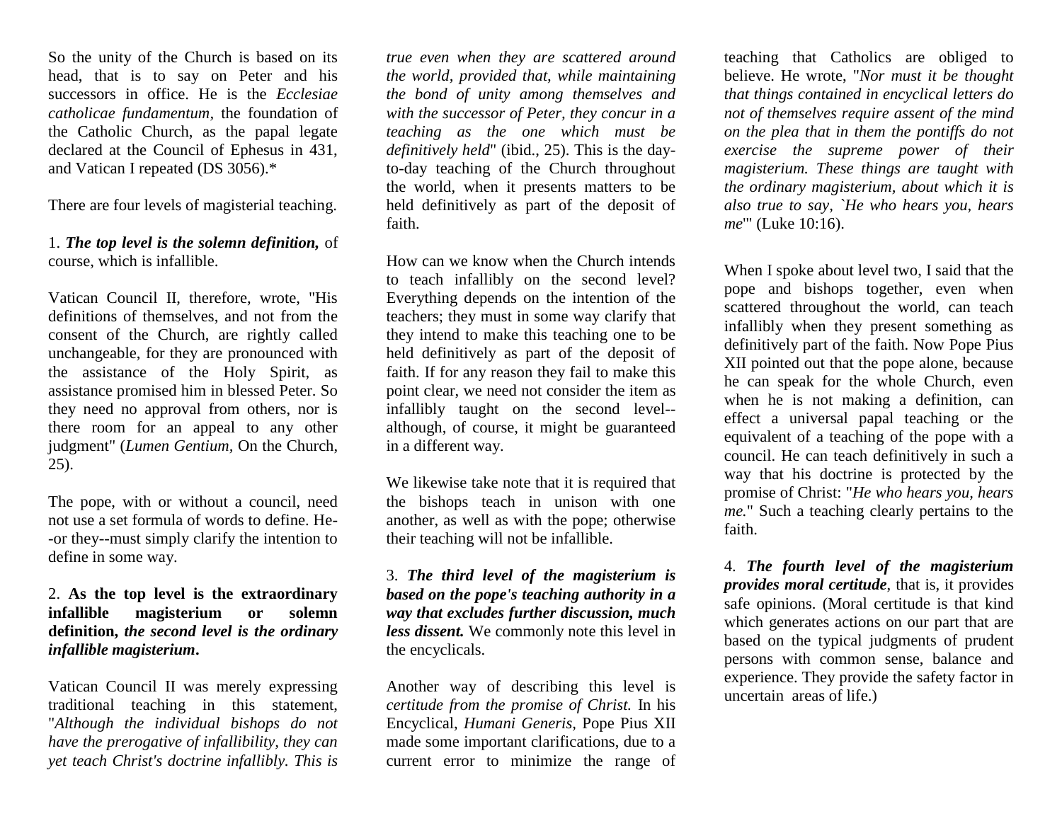So the unity of the Church is based on its head, that is to say on Peter and his successors in office. He is the *Ecclesiae catholicae fundamentum*, the foundation of the Catholic Church, as the papal legate declared at the Council of Ephesus in 431, and Vatican I repeated (DS 3056).*

There are four levels of magisterial teaching.

1. ***The top level is the solemn definition,*** of course, which is infallible.

Vatican Council II, therefore, wrote, "His definitions of themselves, and not from the consent of the Church, are rightly called unchangeable, for they are pronounced with the assistance of the Holy Spirit, as assistance promised him in blessed Peter. So they need no approval from others, nor is there room for an appeal to any other judgment" (*Lumen Gentium*, On the Church, 25).

The pope, with or without a council, need not use a set formula of words to define. He--or they--must simply clarify the intention to define in some way.

2. **As the top level is the extraordinary infallible magisterium or solemn definition, *the second level is the ordinary infallible magisterium*.**

Vatican Council II was merely expressing traditional teaching in this statement, "*Although the individual bishops do not have the prerogative of infallibility, they can yet teach Christ's doctrine infallibly. This is true even when they are scattered around the world, provided that, while maintaining the bond of unity among themselves and with the successor of Peter, they concur in a teaching as the one which must be definitively held*" (ibid., 25). This is the day-to-day teaching of the Church throughout the world, when it presents matters to be held definitively as part of the deposit of faith.

How can we know when the Church intends to teach infallibly on the second level? Everything depends on the intention of the teachers; they must in some way clarify that they intend to make this teaching one to be held definitively as part of the deposit of faith. If for any reason they fail to make this point clear, we need not consider the item as infallibly taught on the second level--although, of course, it might be guaranteed in a different way.

We likewise take note that it is required that the bishops teach in unison with one another, as well as with the pope; otherwise their teaching will not be infallible.

3. ***The third level of the magisterium is based on the pope's teaching authority in a way that excludes further discussion, much less dissent.*** We commonly note this level in the encyclicals.

Another way of describing this level is *certitude from the promise of Christ.* In his Encyclical, *Humani Generis*, Pope Pius XII made some important clarifications, due to a current error to minimize the range of teaching that Catholics are obliged to believe. He wrote, "*Nor must it be thought that things contained in encyclical letters do not of themselves require assent of the mind on the plea that in them the pontiffs do not exercise the supreme power of their magisterium. These things are taught with the ordinary magisterium, about which it is also true to say, `He who hears you, hears me*'" (Luke 10:16).

When I spoke about level two, I said that the pope and bishops together, even when scattered throughout the world, can teach infallibly when they present something as definitively part of the faith. Now Pope Pius XII pointed out that the pope alone, because he can speak for the whole Church, even when he is not making a definition, can effect a universal papal teaching or the equivalent of a teaching of the pope with a council. He can teach definitively in such a way that his doctrine is protected by the promise of Christ: "*He who hears you, hears me.*" Such a teaching clearly pertains to the faith.

4. ***The fourth level of the magisterium provides moral certitude***, that is, it provides safe opinions. (Moral certitude is that kind which generates actions on our part that are based on the typical judgments of prudent persons with common sense, balance and experience. They provide the safety factor in uncertain areas of life.)